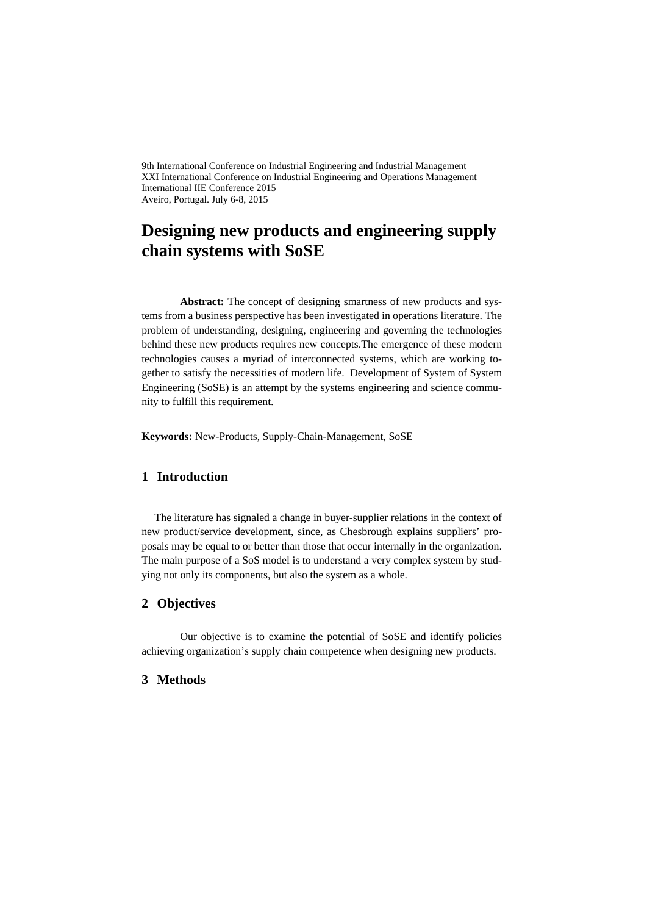9th International Conference on Industrial Engineering and Industrial Management
XXI International Conference on Industrial Engineering and Operations Management
International IIE Conference 2015
Aveiro, Portugal. July 6-8, 2015

# Designing new products and engineering supply chain systems with SoSE

**Abstract:** The concept of designing smartness of new products and systems from a business perspective has been investigated in operations literature. The problem of understanding, designing, engineering and governing the technologies behind these new products requires new concepts.The emergence of these modern technologies causes a myriad of interconnected systems, which are working together to satisfy the necessities of modern life. Development of System of System Engineering (SoSE) is an attempt by the systems engineering and science community to fulfill this requirement.

**Keywords:** New-Products, Supply-Chain-Management, SoSE

## 1 Introduction

The literature has signaled a change in buyer-supplier relations in the context of new product/service development, since, as Chesbrough explains suppliers' proposals may be equal to or better than those that occur internally in the organization. The main purpose of a SoS model is to understand a very complex system by studying not only its components, but also the system as a whole.

## 2 Objectives

Our objective is to examine the potential of SoSE and identify policies achieving organization's supply chain competence when designing new products.

## 3 Methods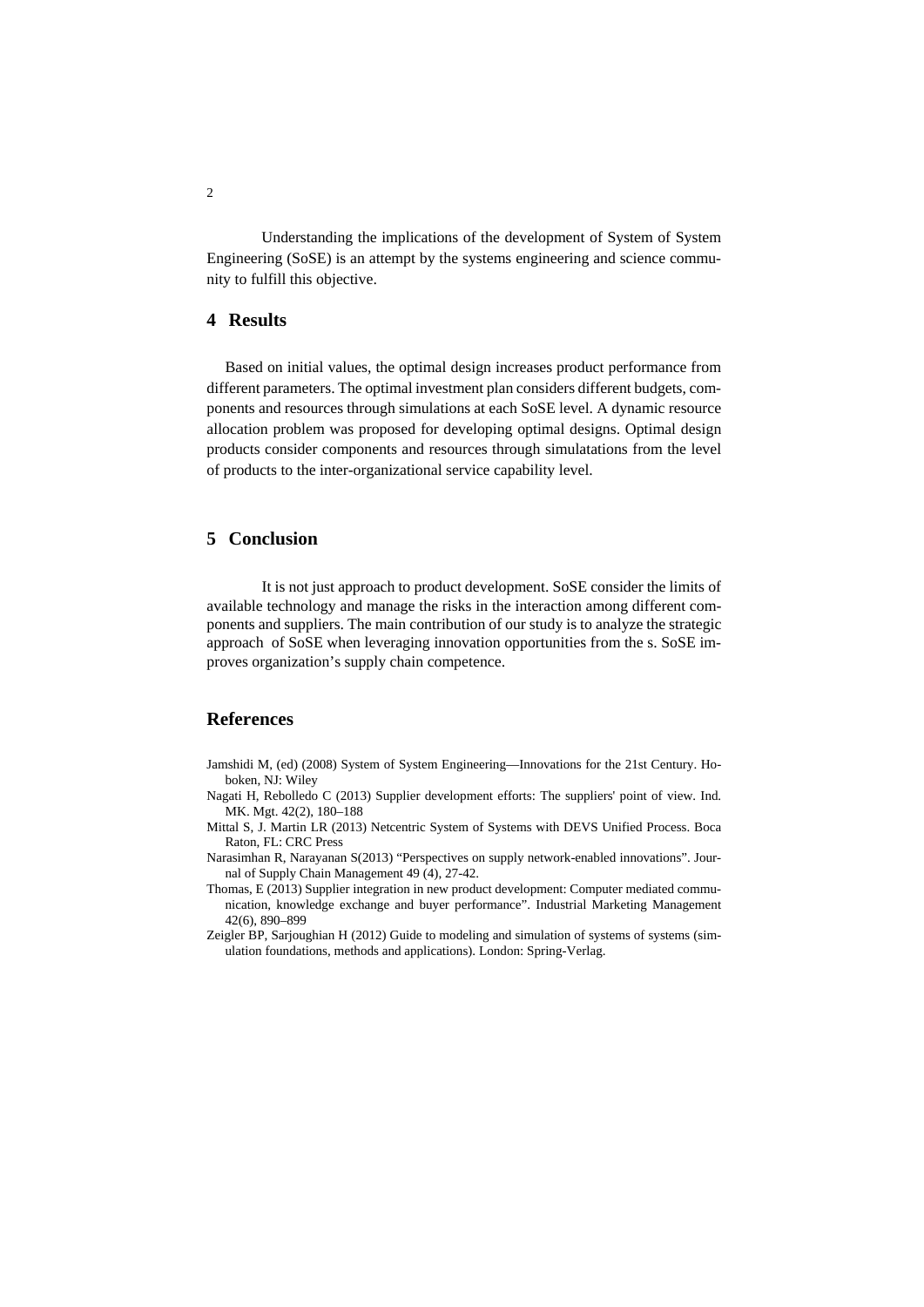Understanding the implications of the development of System of System Engineering (SoSE) is an attempt by the systems engineering and science community to fulfill this objective.

## 4 Results

Based on initial values, the optimal design increases product performance from different parameters. The optimal investment plan considers different budgets, components and resources through simulations at each SoSE level. A dynamic resource allocation problem was proposed for developing optimal designs. Optimal design products consider components and resources through simulatations from the level of products to the inter-organizational service capability level.

## 5 Conclusion

It is not just approach to product development. SoSE consider the limits of available technology and manage the risks in the interaction among different components and suppliers. The main contribution of our study is to analyze the strategic approach of SoSE when leveraging innovation opportunities from the s. SoSE improves organization's supply chain competence.

## References

Jamshidi M, (ed) (2008) System of System Engineering—Innovations for the 21st Century. Hoboken, NJ: Wiley

Nagati H, Rebolledo C (2013) Supplier development efforts: The suppliers' point of view. Ind. MK. Mgt. 42(2), 180–188

Mittal S, J. Martin LR (2013) Netcentric System of Systems with DEVS Unified Process. Boca Raton, FL: CRC Press

Narasimhan R, Narayanan S(2013) "Perspectives on supply network-enabled innovations". Journal of Supply Chain Management 49 (4), 27-42.

Thomas, E (2013) Supplier integration in new product development: Computer mediated communication, knowledge exchange and buyer performance". Industrial Marketing Management 42(6), 890–899

Zeigler BP, Sarjoughian H (2012) Guide to modeling and simulation of systems of systems (simulation foundations, methods and applications). London: Spring-Verlag.